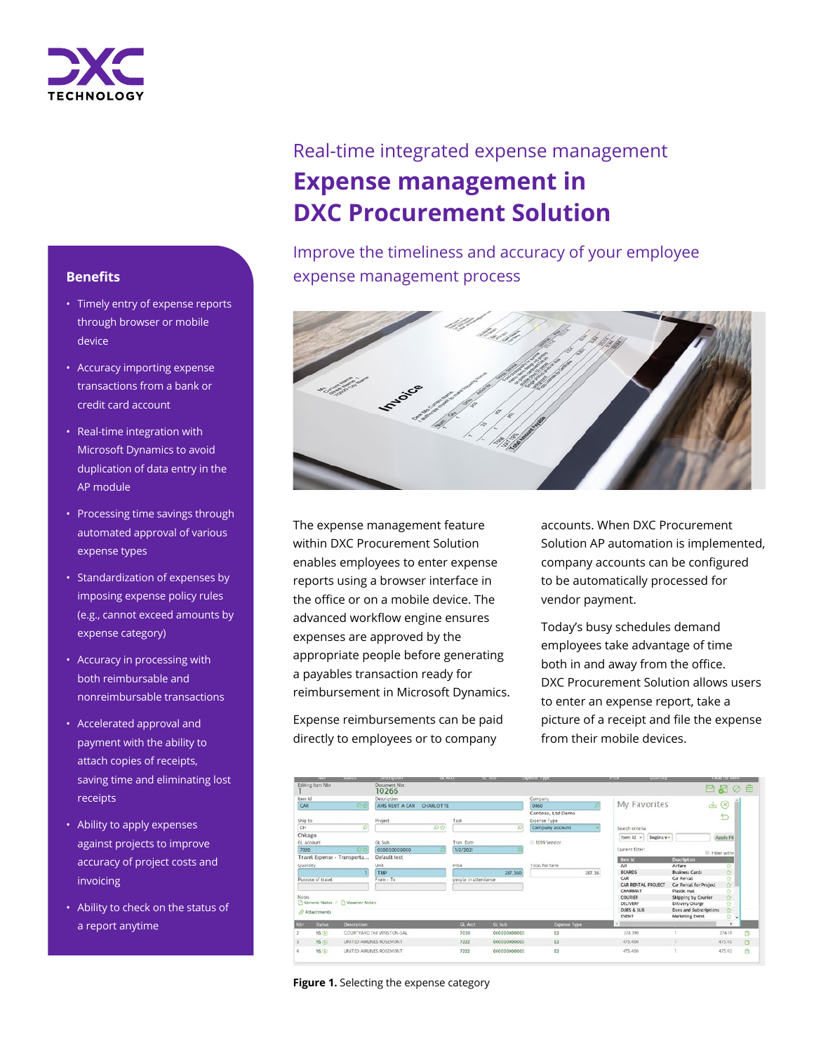Real-time integrated expense management

# Expense management in DXC Procurement Solution

Improve the timeliness and accuracy of your employee expense management process

## Benefits

- Timely entry of expense reports through browser or mobile device
- Accuracy importing expense transactions from a bank or credit card account
- Real-time integration with Microsoft Dynamics to avoid duplication of data entry in the AP module
- Processing time savings through automated approval of various expense types
- Standardization of expenses by imposing expense policy rules (e.g., cannot exceed amounts by expense category)
- Accuracy in processing with both reimbursable and nonreimbursable transactions
- Accelerated approval and payment with the ability to attach copies of receipts, saving time and eliminating lost receipts
- Ability to apply expenses against projects to improve accuracy of project costs and invoicing
- Ability to check on the status of a report anytime

The expense management feature within DXC Procurement Solution enables employees to enter expense reports using a browser interface in the office or on a mobile device. The advanced workflow engine ensures expenses are approved by the appropriate people before generating a payables transaction ready for reimbursement in Microsoft Dynamics.

Expense reimbursements can be paid directly to employees or to company accounts. When DXC Procurement Solution AP automation is implemented, company accounts can be configured to be automatically processed for vendor payment.

Today's busy schedules demand employees take advantage of time both in and away from the office. DXC Procurement Solution allows users to enter an expense report, take a picture of a receipt and file the expense from their mobile devices.

**Figure 1.** Selecting the expense category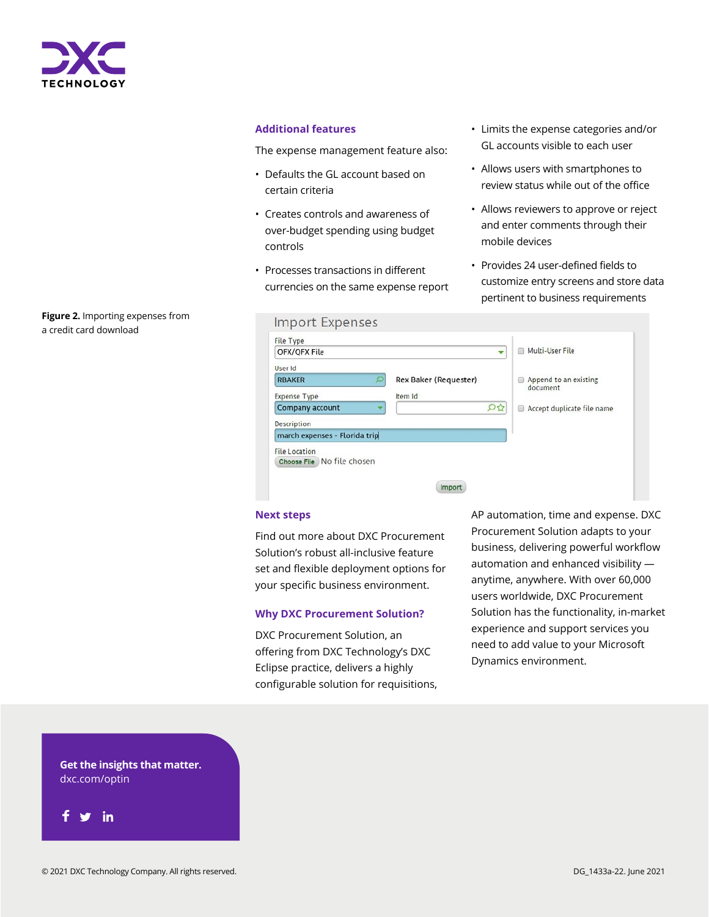## Additional features

The expense management feature also:

- Defaults the GL account based on certain criteria
- Creates controls and awareness of over-budget spending using budget controls
- Processes transactions in different currencies on the same expense report
- Limits the expense categories and/or GL accounts visible to each user
- Allows users with smartphones to review status while out of the office
- Allows reviewers to approve or reject and enter comments through their mobile devices
- Provides 24 user-defined fields to customize entry screens and store data pertinent to business requirements

**Figure 2.** Importing expenses from a credit card download

## Next steps

Find out more about DXC Procurement Solution's robust all-inclusive feature set and flexible deployment options for your specific business environment.

## Why DXC Procurement Solution?

DXC Procurement Solution, an offering from DXC Technology's DXC Eclipse practice, delivers a highly configurable solution for requisitions, AP automation, time and expense. DXC Procurement Solution adapts to your business, delivering powerful workflow automation and enhanced visibility — anytime, anywhere. With over 60,000 users worldwide, DXC Procurement Solution has the functionality, in-market experience and support services you need to add value to your Microsoft Dynamics environment.

**Get the insights that matter.**
dxc.com/optin

© 2021 DXC Technology Company. All rights reserved.

DG_1433a-22. June 2021